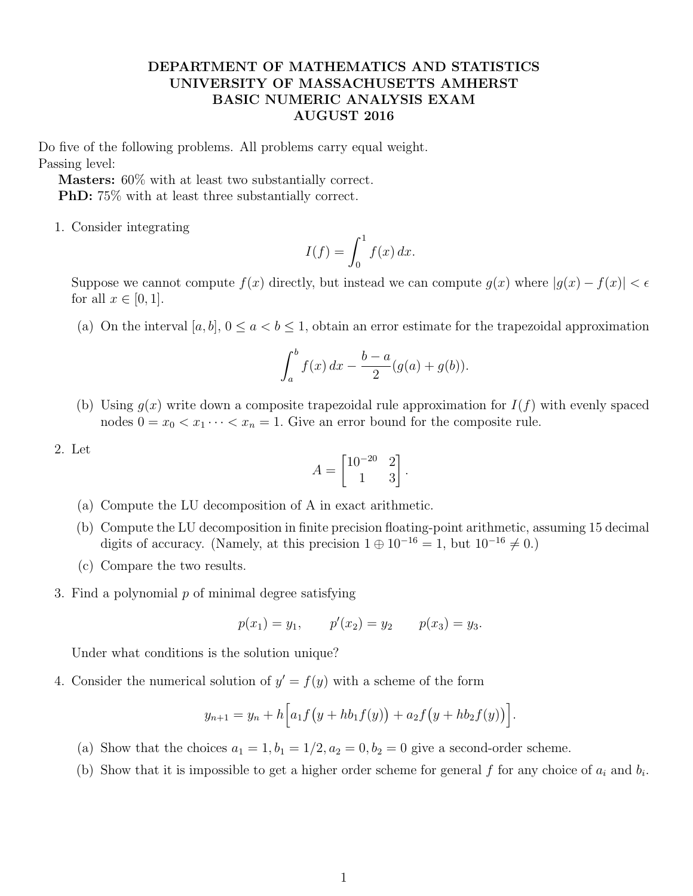# DEPARTMENT OF MATHEMATICS AND STATISTICS
# UNIVERSITY OF MASSACHUSETTS AMHERST
# BASIC NUMERIC ANALYSIS EXAM
# AUGUST 2016

Do five of the following problems. All problems carry equal weight.
Passing level:

**Masters:** 60% with at least two substantially correct.
**PhD:** 75% with at least three substantially correct.

1. Consider integrating
$$I(f) = \int_0^1 f(x)\,dx.$$
Suppose we cannot compute $f(x)$ directly, but instead we can compute $g(x)$ where $|g(x) - f(x)| < \epsilon$ for all $x \in [0,1]$.

   (a) On the interval $[a,b]$, $0 \le a < b \le 1$, obtain an error estimate for the trapezoidal approximation
$$\int_a^b f(x)\,dx - \frac{b-a}{2}(g(a) + g(b)).$$

   (b) Using $g(x)$ write down a composite trapezoidal rule approximation for $I(f)$ with evenly spaced nodes $0 = x_0 < x_1 \cdots < x_n = 1$. Give an error bound for the composite rule.

2. Let
$$A = \begin{bmatrix} 10^{-20} & 2 \\ 1 & 3 \end{bmatrix}.$$

   (a) Compute the LU decomposition of A in exact arithmetic.

   (b) Compute the LU decomposition in finite precision floating-point arithmetic, assuming 15 decimal digits of accuracy. (Namely, at this precision $1 \oplus 10^{-16} = 1$, but $10^{-16} \neq 0$.)

   (c) Compare the two results.

3. Find a polynomial $p$ of minimal degree satisfying
$$p(x_1) = y_1, \qquad p'(x_2) = y_2 \qquad p(x_3) = y_3.$$
Under what conditions is the solution unique?

4. Consider the numerical solution of $y' = f(y)$ with a scheme of the form
$$y_{n+1} = y_n + h\Big[a_1 f\big(y + hb_1 f(y)\big) + a_2 f\big(y + hb_2 f(y)\big)\Big].$$

   (a) Show that the choices $a_1 = 1, b_1 = 1/2, a_2 = 0, b_2 = 0$ give a second-order scheme.

   (b) Show that it is impossible to get a higher order scheme for general $f$ for any choice of $a_i$ and $b_i$.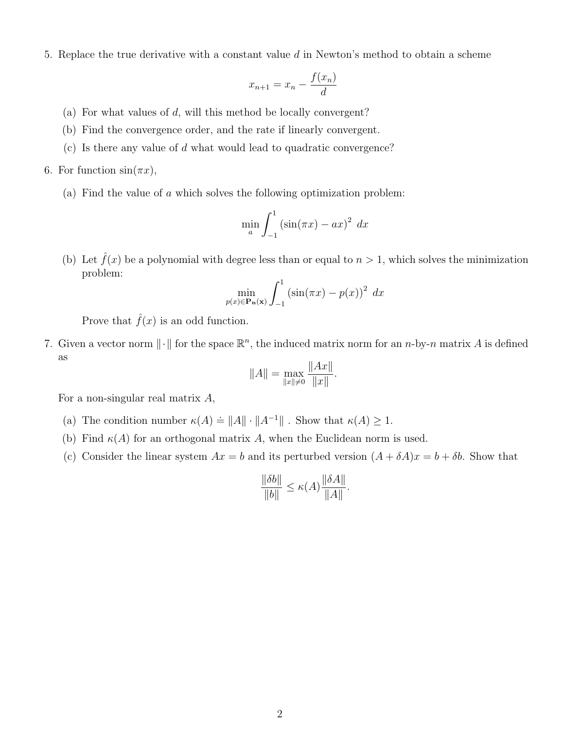5. Replace the true derivative with a constant value $d$ in Newton's method to obtain a scheme

$$x_{n+1} = x_n - \frac{f(x_n)}{d}$$

   (a) For what values of $d$, will this method be locally convergent?

   (b) Find the convergence order, and the rate if linearly convergent.

   (c) Is there any value of $d$ what would lead to quadratic convergence?

6. For function $\sin(\pi x)$,

   (a) Find the value of $a$ which solves the following optimization problem:

$$\min_a \int_{-1}^{1} \left(\sin(\pi x) - ax\right)^2 \, dx$$

   (b) Let $\hat{f}(x)$ be a polynomial with degree less than or equal to $n > 1$, which solves the minimization problem:

$$\min_{p(x) \in \mathbf{P_n(x)}} \int_{-1}^{1} \left(\sin(\pi x) - p(x)\right)^2 \, dx$$

   Prove that $\hat{f}(x)$ is an odd function.

7. Given a vector norm $\|\cdot\|$ for the space $\mathbb{R}^n$, the induced matrix norm for an $n$-by-$n$ matrix $A$ is defined as

$$\|A\| = \max_{\|x\| \neq 0} \frac{\|Ax\|}{\|x\|}.$$

   For a non-singular real matrix $A$,

   (a) The condition number $\kappa(A) \doteq \|A\| \cdot \|A^{-1}\|$ . Show that $\kappa(A) \geq 1$.

   (b) Find $\kappa(A)$ for an orthogonal matrix $A$, when the Euclidean norm is used.

   (c) Consider the linear system $Ax = b$ and its perturbed version $(A + \delta A)x = b + \delta b$. Show that

$$\frac{\|\delta b\|}{\|b\|} \leq \kappa(A) \frac{\|\delta A\|}{\|A\|}.$$